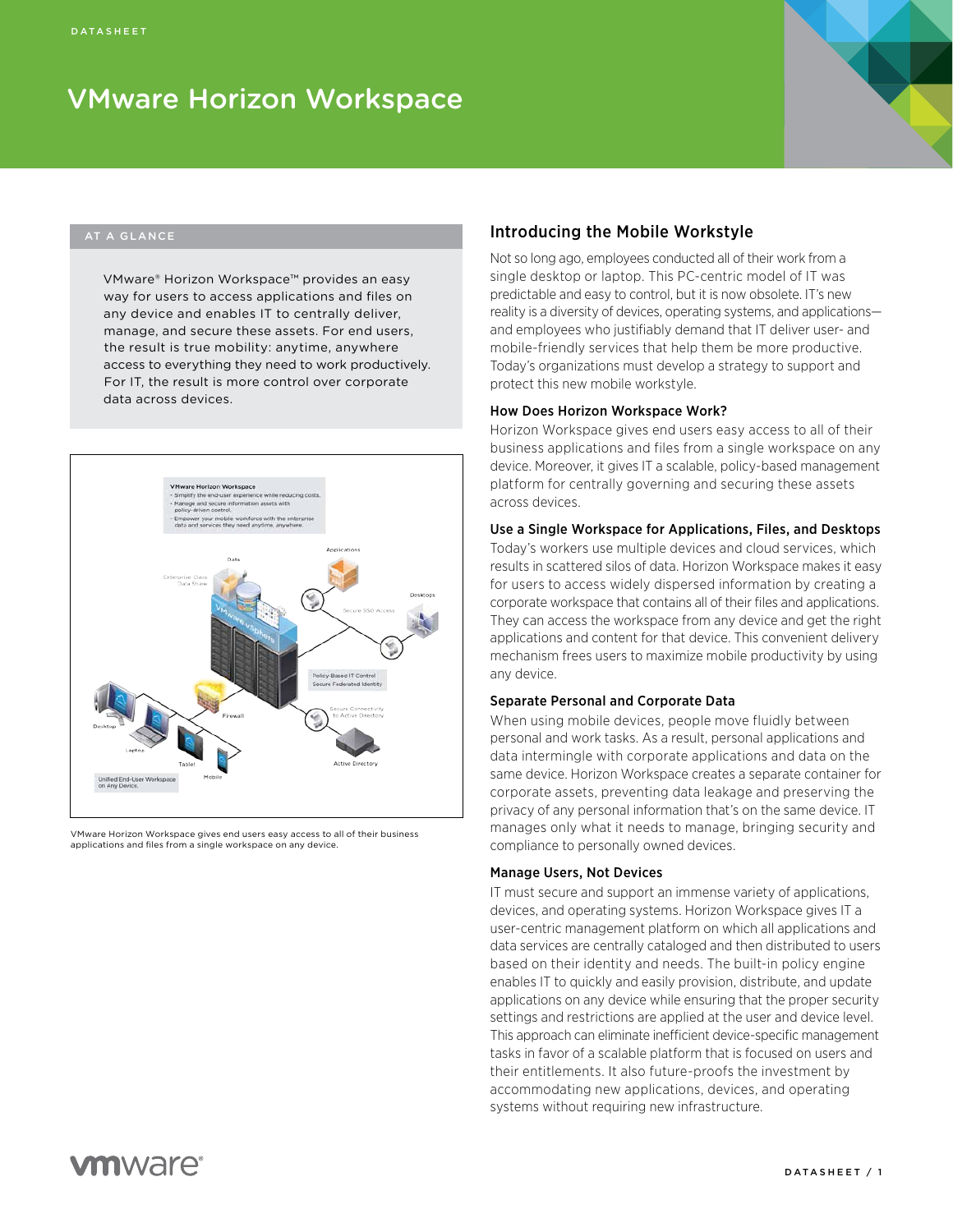# VMware Horizon Workspace

## AT A GLANCE

VMware® Horizon Workspace™ provides an easy way for users to access applications and files on any device and enables IT to centrally deliver, manage, and secure these assets. For end users, the result is true mobility: anytime, anywhere access to everything they need to work productively. For IT, the result is more control over corporate data across devices.

VMware Horizon Workspace gives end users easy access to all of their business applications and files from a single workspace on any device.

## Introducing the Mobile Workstyle

Not so long ago, employees conducted all of their work from a single desktop or laptop. This PC-centric model of IT was predictable and easy to control, but it is now obsolete. IT's new reality is a diversity of devices, operating systems, and applications—and employees who justifiably demand that IT deliver user- and mobile-friendly services that help them be more productive. Today's organizations must develop a strategy to support and protect this new mobile workstyle.

### How Does Horizon Workspace Work?

Horizon Workspace gives end users easy access to all of their business applications and files from a single workspace on any device. Moreover, it gives IT a scalable, policy-based management platform for centrally governing and securing these assets across devices.

### Use a Single Workspace for Applications, Files, and Desktops

Today's workers use multiple devices and cloud services, which results in scattered silos of data. Horizon Workspace makes it easy for users to access widely dispersed information by creating a corporate workspace that contains all of their files and applications. They can access the workspace from any device and get the right applications and content for that device. This convenient delivery mechanism frees users to maximize mobile productivity by using any device.

### Separate Personal and Corporate Data

When using mobile devices, people move fluidly between personal and work tasks. As a result, personal applications and data intermingle with corporate applications and data on the same device. Horizon Workspace creates a separate container for corporate assets, preventing data leakage and preserving the privacy of any personal information that's on the same device. IT manages only what it needs to manage, bringing security and compliance to personally owned devices.

### Manage Users, Not Devices

IT must secure and support an immense variety of applications, devices, and operating systems. Horizon Workspace gives IT a user-centric management platform on which all applications and data services are centrally cataloged and then distributed to users based on their identity and needs. The built-in policy engine enables IT to quickly and easily provision, distribute, and update applications on any device while ensuring that the proper security settings and restrictions are applied at the user and device level. This approach can eliminate inefficient device-specific management tasks in favor of a scalable platform that is focused on users and their entitlements. It also future-proofs the investment by accommodating new applications, devices, and operating systems without requiring new infrastructure.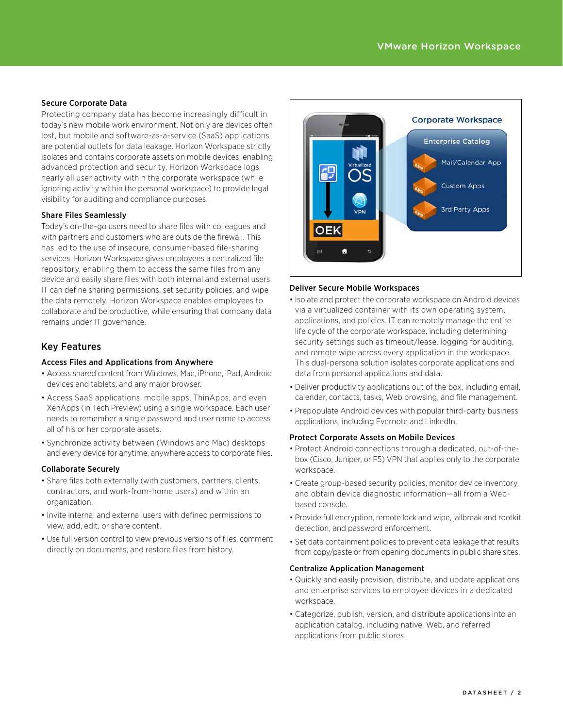### Secure Corporate Data

Protecting company data has become increasingly difficult in today's new mobile work environment. Not only are devices often lost, but mobile and software-as-a-service (SaaS) applications are potential outlets for data leakage. Horizon Workspace strictly isolates and contains corporate assets on mobile devices, enabling advanced protection and security. Horizon Workspace logs nearly all user activity within the corporate workspace (while ignoring activity within the personal workspace) to provide legal visibility for auditing and compliance purposes.

### Share Files Seamlessly

Today's on-the-go users need to share files with colleagues and with partners and customers who are outside the firewall. This has led to the use of insecure, consumer-based file-sharing services. Horizon Workspace gives employees a centralized file repository, enabling them to access the same files from any device and easily share files with both internal and external users. IT can define sharing permissions, set security policies, and wipe the data remotely. Horizon Workspace enables employees to collaborate and be productive, while ensuring that company data remains under IT governance.

## Key Features

### Access Files and Applications from Anywhere

- Access shared content from Windows, Mac, iPhone, iPad, Android devices and tablets, and any major browser.
- Access SaaS applications, mobile apps, ThinApps, and even XenApps (in Tech Preview) using a single workspace. Each user needs to remember a single password and user name to access all of his or her corporate assets.
- Synchronize activity between (Windows and Mac) desktops and every device for anytime, anywhere access to corporate files.

### Collaborate Securely

- Share files both externally (with customers, partners, clients, contractors, and work-from-home users) and within an organization.
- Invite internal and external users with defined permissions to view, add, edit, or share content.
- Use full version control to view previous versions of files, comment directly on documents, and restore files from history.

### Deliver Secure Mobile Workspaces

- Isolate and protect the corporate workspace on Android devices via a virtualized container with its own operating system, applications, and policies. IT can remotely manage the entire life cycle of the corporate workspace, including determining security settings such as timeout/lease, logging for auditing, and remote wipe across every application in the workspace. This dual-persona solution isolates corporate applications and data from personal applications and data.
- Deliver productivity applications out of the box, including email, calendar, contacts, tasks, Web browsing, and file management.
- Prepopulate Android devices with popular third-party business applications, including Evernote and LinkedIn.

### Protect Corporate Assets on Mobile Devices

- Protect Android connections through a dedicated, out-of-the-box (Cisco, Juniper, or F5) VPN that applies only to the corporate workspace.
- Create group-based security policies, monitor device inventory, and obtain device diagnostic information—all from a Web-based console.
- Provide full encryption, remote lock and wipe, jailbreak and rootkit detection, and password enforcement.
- Set data containment policies to prevent data leakage that results from copy/paste or from opening documents in public share sites.

### Centralize Application Management

- Quickly and easily provision, distribute, and update applications and enterprise services to employee devices in a dedicated workspace.
- Categorize, publish, version, and distribute applications into an application catalog, including native, Web, and referred applications from public stores.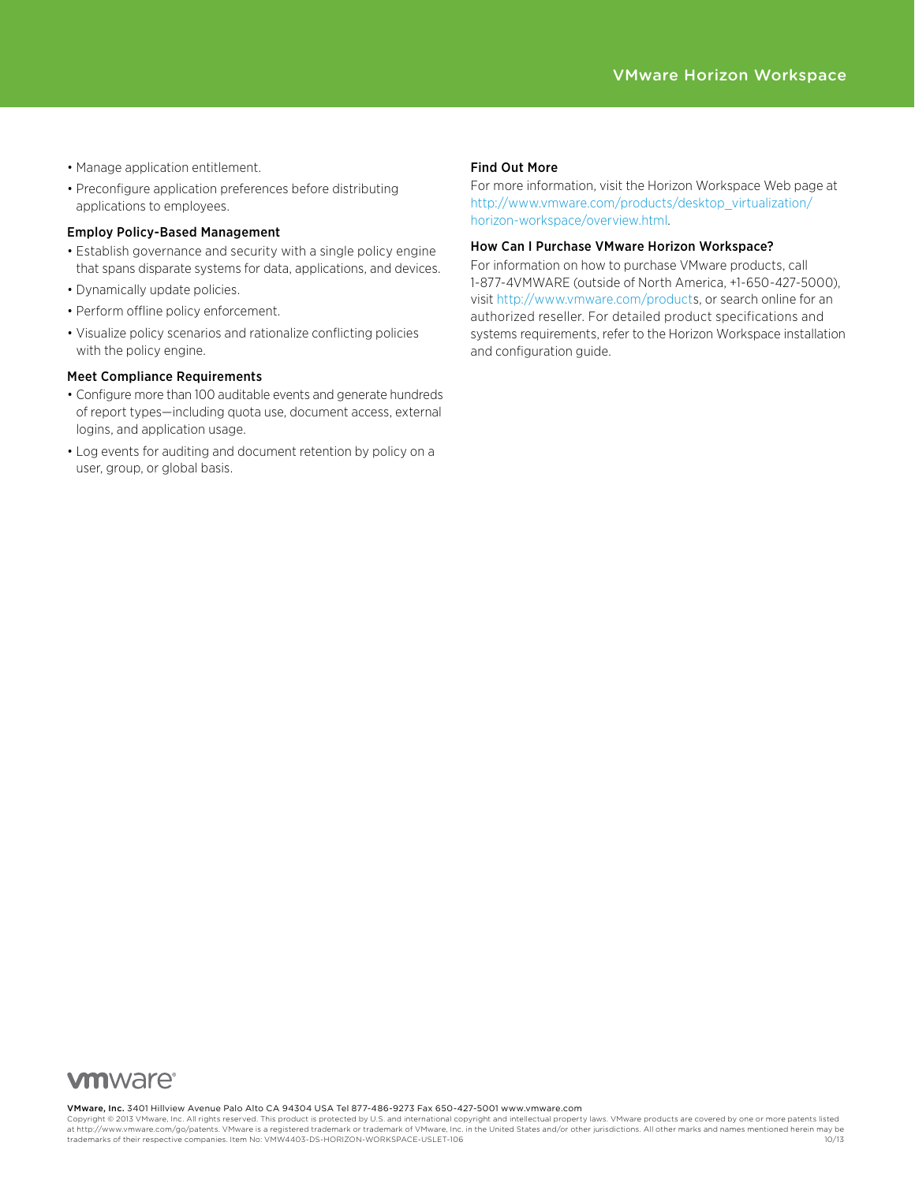- Manage application entitlement.
- Preconfigure application preferences before distributing applications to employees.

### Employ Policy-Based Management

- Establish governance and security with a single policy engine that spans disparate systems for data, applications, and devices.
- Dynamically update policies.
- Perform offline policy enforcement.
- Visualize policy scenarios and rationalize conflicting policies with the policy engine.

### Meet Compliance Requirements

- Configure more than 100 auditable events and generate hundreds of report types—including quota use, document access, external logins, and application usage.
- Log events for auditing and document retention by policy on a user, group, or global basis.

### Find Out More

For more information, visit the Horizon Workspace Web page at http://www.vmware.com/products/desktop_virtualization/horizon-workspace/overview.html.

### How Can I Purchase VMware Horizon Workspace?

For information on how to purchase VMware products, call 1-877-4VMWARE (outside of North America, +1-650-427-5000), visit http://www.vmware.com/products, or search online for an authorized reseller. For detailed product specifications and systems requirements, refer to the Horizon Workspace installation and configuration guide.

**VMware, Inc.** 3401 Hillview Avenue Palo Alto CA 94304 USA Tel 877-486-9273 Fax 650-427-5001 www.vmware.com
Copyright © 2013 VMware, Inc. All rights reserved. This product is protected by U.S. and international copyright and intellectual property laws. VMware products are covered by one or more patents listed at http://www.vmware.com/go/patents. VMware is a registered trademark or trademark of VMware, Inc. in the United States and/or other jurisdictions. All other marks and names mentioned herein may be trademarks of their respective companies. Item No: VMW4403-DS-HORIZON-WORKSPACE-USLET-106 10/13